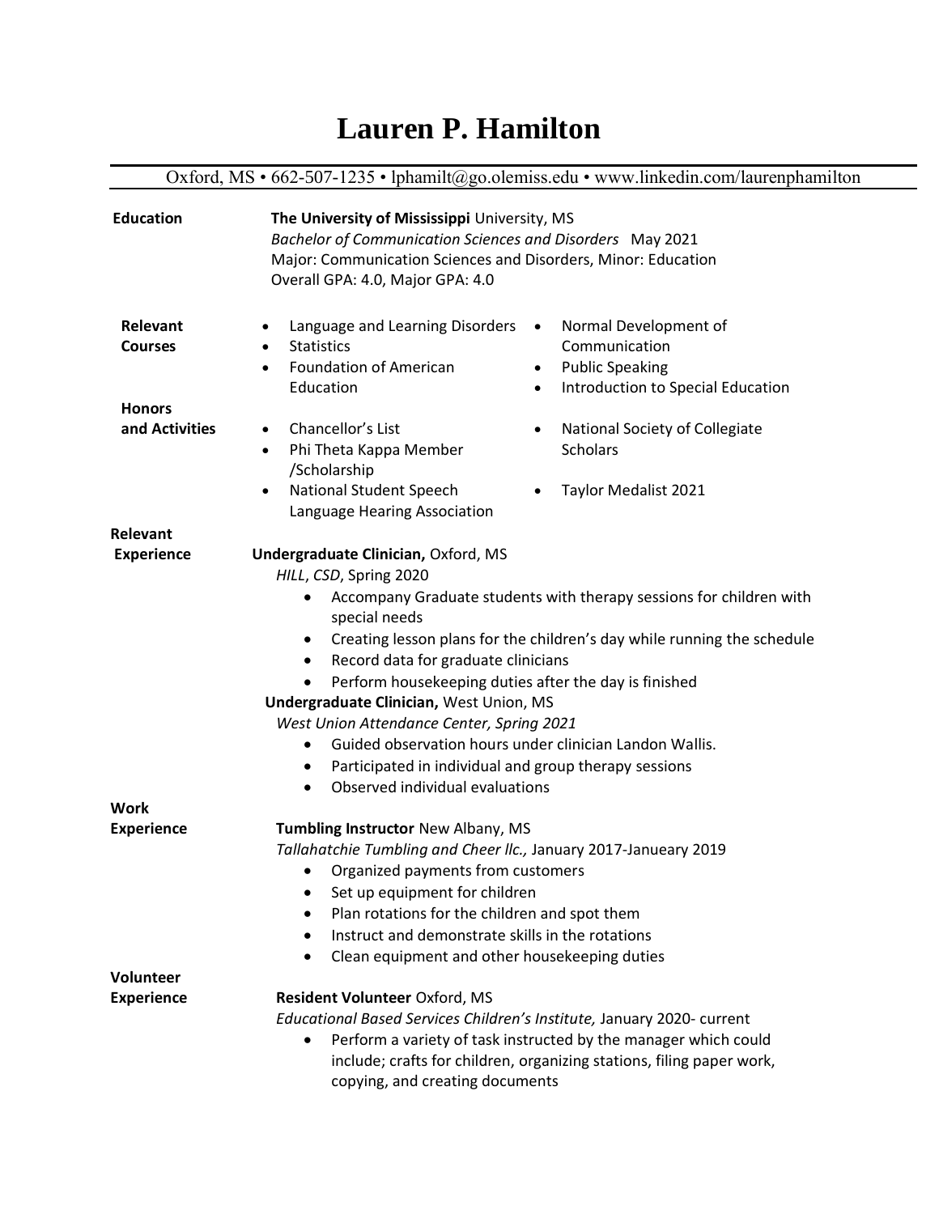# Lauren P. Hamilton

Oxford, MS • 662-507-1235 • lphamilt@go.olemiss.edu • www.linkedin.com/laurenphamilton

## Education

**The University of Mississippi** University, MS
*Bachelor of Communication Sciences and Disorders* May 2021
Major: Communication Sciences and Disorders, Minor: Education
Overall GPA: 4.0, Major GPA: 4.0

## Relevant Courses

- Language and Learning Disorders
- Statistics
- Foundation of American Education
- Normal Development of Communication
- Public Speaking
- Introduction to Special Education

## Honors and Activities

- Chancellor's List
- Phi Theta Kappa Member /Scholarship
- National Student Speech Language Hearing Association
- National Society of Collegiate Scholars
- Taylor Medalist 2021

## Relevant Experience

**Undergraduate Clinician,** Oxford, MS
*HILL*, *CSD*, Spring 2020

- Accompany Graduate students with therapy sessions for children with special needs
- Creating lesson plans for the children's day while running the schedule
- Record data for graduate clinicians
- Perform housekeeping duties after the day is finished

**Undergraduate Clinician,** West Union, MS
*West Union Attendance Center, Spring 2021*

- Guided observation hours under clinician Landon Wallis.
- Participated in individual and group therapy sessions
- Observed individual evaluations

## Work Experience

**Tumbling Instructor** New Albany, MS
*Tallahatchie Tumbling and Cheer llc.,* January 2017-Janueary 2019

- Organized payments from customers
- Set up equipment for children
- Plan rotations for the children and spot them
- Instruct and demonstrate skills in the rotations
- Clean equipment and other housekeeping duties

## Volunteer Experience

**Resident Volunteer** Oxford, MS
*Educational Based Services Children's Institute,* January 2020- current

- Perform a variety of task instructed by the manager which could include; crafts for children, organizing stations, filing paper work, copying, and creating documents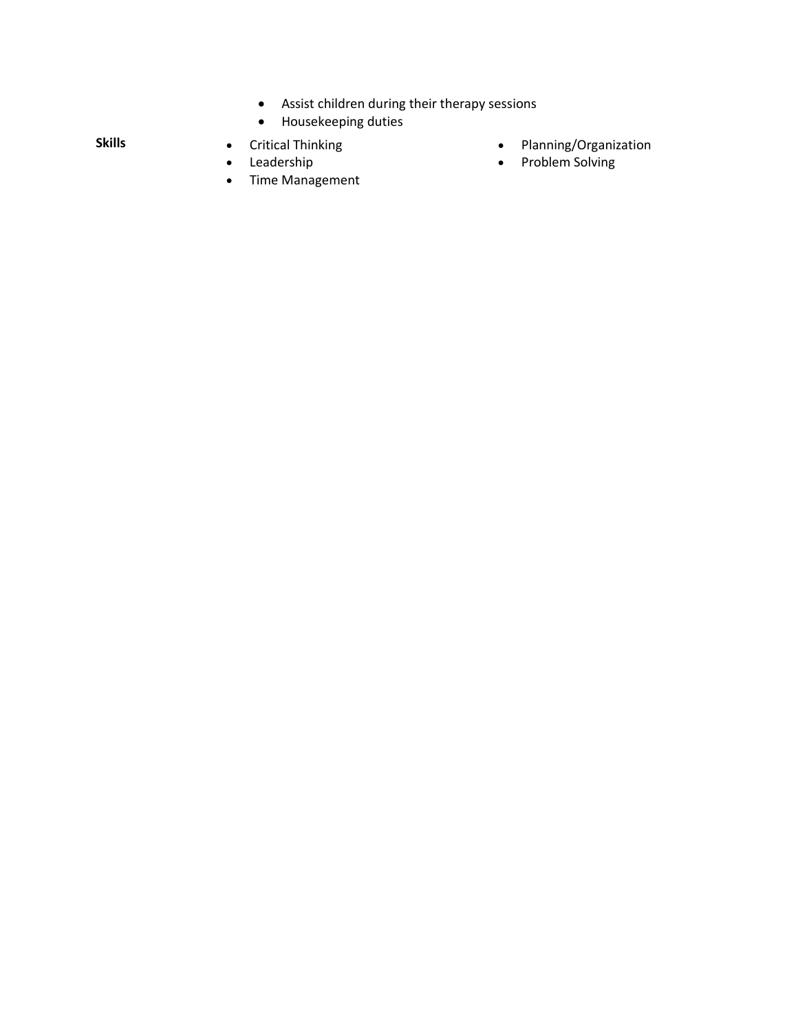- Assist children during their therapy sessions
- Housekeeping duties

**Skills**

- Critical Thinking
- Leadership
- Time Management
- Planning/Organization
- Problem Solving